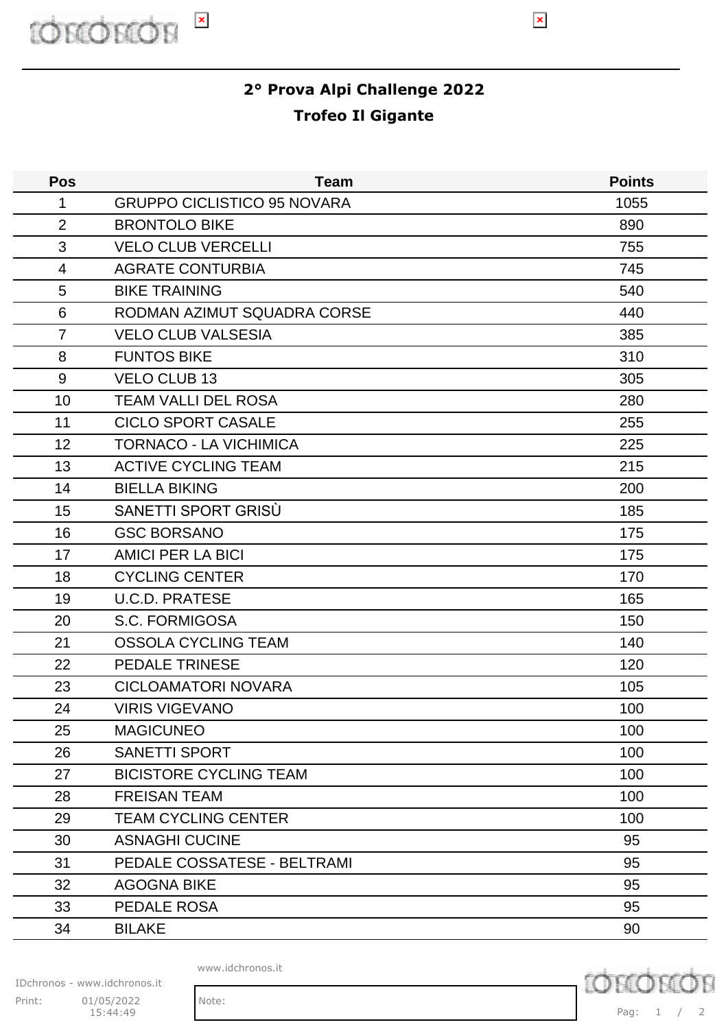# 2° Prova Alpi Challenge 2022

## Trofeo Il Gigante

| Pos | Team | Points |
|---|---|---|
| 1 | GRUPPO CICLISTICO 95 NOVARA | 1055 |
| 2 | BRONTOLO BIKE | 890 |
| 3 | VELO CLUB VERCELLI | 755 |
| 4 | AGRATE CONTURBIA | 745 |
| 5 | BIKE TRAINING | 540 |
| 6 | RODMAN AZIMUT SQUADRA CORSE | 440 |
| 7 | VELO CLUB VALSESIA | 385 |
| 8 | FUNTOS BIKE | 310 |
| 9 | VELO CLUB 13 | 305 |
| 10 | TEAM VALLI DEL ROSA | 280 |
| 11 | CICLO SPORT CASALE | 255 |
| 12 | TORNACO - LA VICHIMICA | 225 |
| 13 | ACTIVE CYCLING TEAM | 215 |
| 14 | BIELLA BIKING | 200 |
| 15 | SANETTI SPORT GRISÙ | 185 |
| 16 | GSC BORSANO | 175 |
| 17 | AMICI PER LA BICI | 175 |
| 18 | CYCLING CENTER | 170 |
| 19 | U.C.D. PRATESE | 165 |
| 20 | S.C. FORMIGOSA | 150 |
| 21 | OSSOLA CYCLING TEAM | 140 |
| 22 | PEDALE TRINESE | 120 |
| 23 | CICLOAMATORI NOVARA | 105 |
| 24 | VIRIS VIGEVANO | 100 |
| 25 | MAGICUNEO | 100 |
| 26 | SANETTI SPORT | 100 |
| 27 | BICISTORE CYCLING TEAM | 100 |
| 28 | FREISAN TEAM | 100 |
| 29 | TEAM CYCLING CENTER | 100 |
| 30 | ASNAGHI CUCINE | 95 |
| 31 | PEDALE COSSATESE - BELTRAMI | 95 |
| 32 | AGOGNA BIKE | 95 |
| 33 | PEDALE ROSA | 95 |
| 34 | BILAKE | 90 |

IDchronos - www.idchronos.it

Print: 01/05/2022 15:44:49

Note: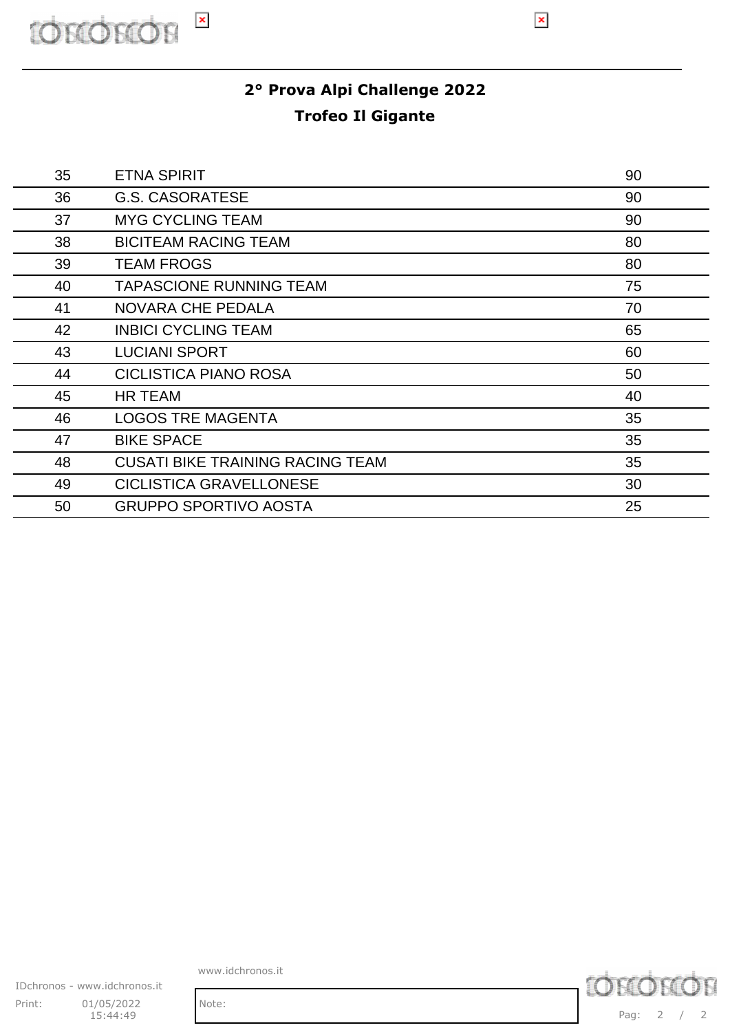## 2° Prova Alpi Challenge 2022

## Trofeo Il Gigante

| | | |
|---|---|---|
| 35 | ETNA SPIRIT | 90 |
| 36 | G.S. CASORATESE | 90 |
| 37 | MYG CYCLING TEAM | 90 |
| 38 | BICITEAM RACING TEAM | 80 |
| 39 | TEAM FROGS | 80 |
| 40 | TAPASCIONE RUNNING TEAM | 75 |
| 41 | NOVARA CHE PEDALA | 70 |
| 42 | INBICI CYCLING TEAM | 65 |
| 43 | LUCIANI SPORT | 60 |
| 44 | CICLISTICA PIANO ROSA | 50 |
| 45 | HR TEAM | 40 |
| 46 | LOGOS TRE MAGENTA | 35 |
| 47 | BIKE SPACE | 35 |
| 48 | CUSATI BIKE TRAINING RACING TEAM | 35 |
| 49 | CICLISTICA GRAVELLONESE | 30 |
| 50 | GRUPPO SPORTIVO AOSTA | 25 |

www.idchronos.it

IDchronos - www.idchronos.it

Print: 01/05/2022 15:44:49

Note: